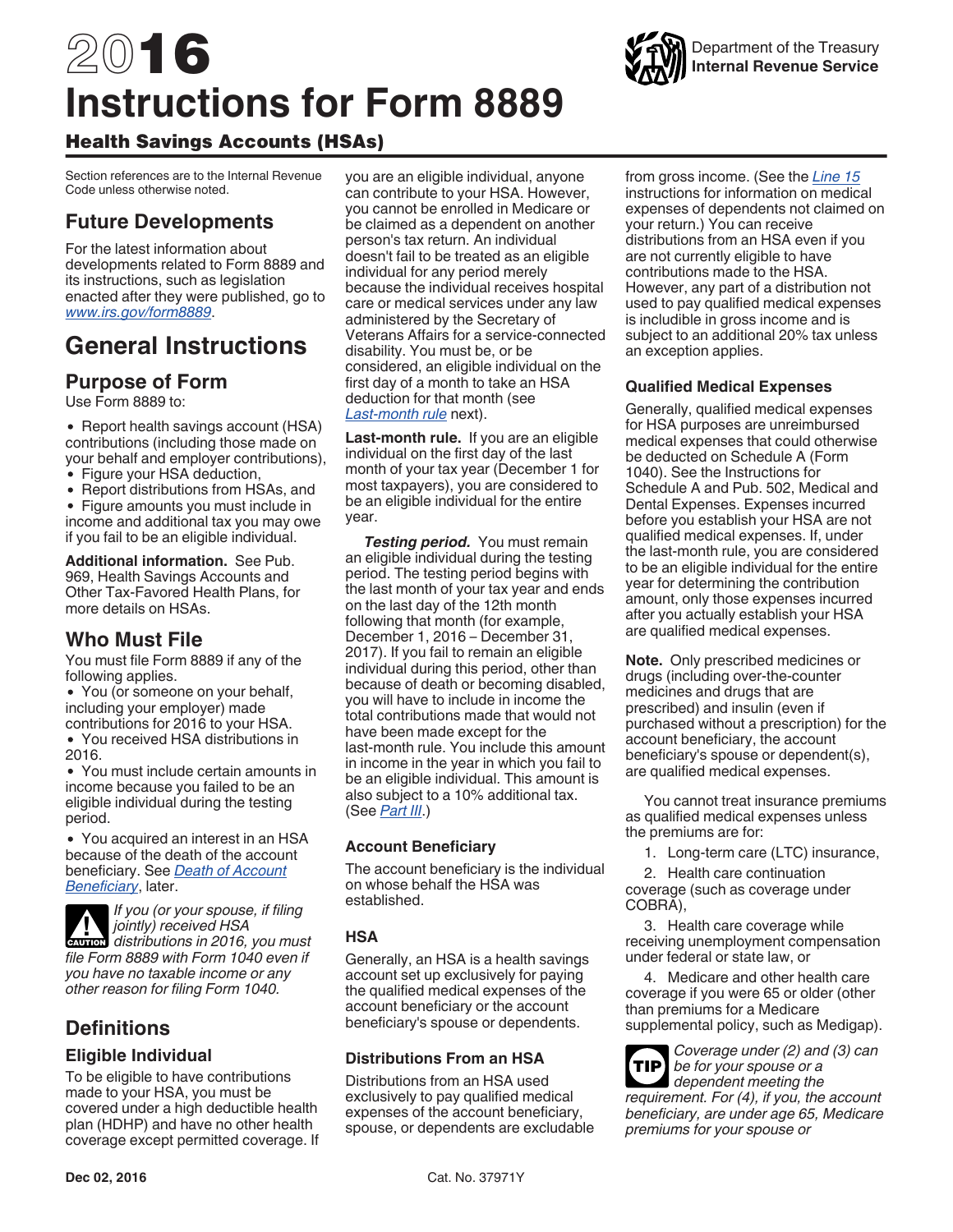# 2016 Instructions for Form 8889

Department of the Treasury
Internal Revenue Service

## Health Savings Accounts (HSAs)

Section references are to the Internal Revenue Code unless otherwise noted.

## Future Developments

For the latest information about developments related to Form 8889 and its instructions, such as legislation enacted after they were published, go to *www.irs.gov/form8889*.

# General Instructions

## Purpose of Form

Use Form 8889 to:

- Report health savings account (HSA) contributions (including those made on your behalf and employer contributions),
- Figure your HSA deduction,
- Report distributions from HSAs, and
- Figure amounts you must include in income and additional tax you may owe if you fail to be an eligible individual.

**Additional information.** See Pub. 969, Health Savings Accounts and Other Tax-Favored Health Plans, for more details on HSAs.

## Who Must File

You must file Form 8889 if any of the following applies.

- You (or someone on your behalf, including your employer) made contributions for 2016 to your HSA.
- You received HSA distributions in 2016.
- You must include certain amounts in income because you failed to be an eligible individual during the testing period.
- You acquired an interest in an HSA because of the death of the account beneficiary. See *Death of Account Beneficiary*, later.

**CAUTION:** *If you (or your spouse, if filing jointly) received HSA distributions in 2016, you must file Form 8889 with Form 1040 even if you have no taxable income or any other reason for filing Form 1040.*

## Definitions

### Eligible Individual

To be eligible to have contributions made to your HSA, you must be covered under a high deductible health plan (HDHP) and have no other health coverage except permitted coverage. If you are an eligible individual, anyone can contribute to your HSA. However, you cannot be enrolled in Medicare or be claimed as a dependent on another person's tax return. An individual doesn't fail to be treated as an eligible individual for any period merely because the individual receives hospital care or medical services under any law administered by the Secretary of Veterans Affairs for a service-connected disability. You must be, or be considered, an eligible individual on the first day of a month to take an HSA deduction for that month (see *Last-month rule* next).

**Last-month rule.** If you are an eligible individual on the first day of the last month of your tax year (December 1 for most taxpayers), you are considered to be an eligible individual for the entire year.

***Testing period.*** You must remain an eligible individual during the testing period. The testing period begins with the last month of your tax year and ends on the last day of the 12th month following that month (for example, December 1, 2016 – December 31, 2017). If you fail to remain an eligible individual during this period, other than because of death or becoming disabled, you will have to include in income the total contributions made that would not have been made except for the last-month rule. You include this amount in income in the year in which you fail to be an eligible individual. This amount is also subject to a 10% additional tax. (See *Part III*.)

### Account Beneficiary

The account beneficiary is the individual on whose behalf the HSA was established.

### HSA

Generally, an HSA is a health savings account set up exclusively for paying the qualified medical expenses of the account beneficiary or the account beneficiary's spouse or dependents.

### Distributions From an HSA

Distributions from an HSA used exclusively to pay qualified medical expenses of the account beneficiary, spouse, or dependents are excludable from gross income. (See the *Line 15* instructions for information on medical expenses of dependents not claimed on your return.) You can receive distributions from an HSA even if you are not currently eligible to have contributions made to the HSA. However, any part of a distribution not used to pay qualified medical expenses is includible in gross income and is subject to an additional 20% tax unless an exception applies.

### Qualified Medical Expenses

Generally, qualified medical expenses for HSA purposes are unreimbursed medical expenses that could otherwise be deducted on Schedule A (Form 1040). See the Instructions for Schedule A and Pub. 502, Medical and Dental Expenses. Expenses incurred before you establish your HSA are not qualified medical expenses. If, under the last-month rule, you are considered to be an eligible individual for the entire year for determining the contribution amount, only those expenses incurred after you actually establish your HSA are qualified medical expenses.

**Note.** Only prescribed medicines or drugs (including over-the-counter medicines and drugs that are prescribed) and insulin (even if purchased without a prescription) for the account beneficiary, the account beneficiary's spouse or dependent(s), are qualified medical expenses.

You cannot treat insurance premiums as qualified medical expenses unless the premiums are for:

1. Long-term care (LTC) insurance,
2. Health care continuation coverage (such as coverage under COBRA),
3. Health care coverage while receiving unemployment compensation under federal or state law, or
4. Medicare and other health care coverage if you were 65 or older (other than premiums for a Medicare supplemental policy, such as Medigap).

**TIP:** *Coverage under (2) and (3) can be for your spouse or a dependent meeting the requirement. For (4), if you, the account beneficiary, are under age 65, Medicare premiums for your spouse or*

Dec 02, 2016 Cat. No. 37971Y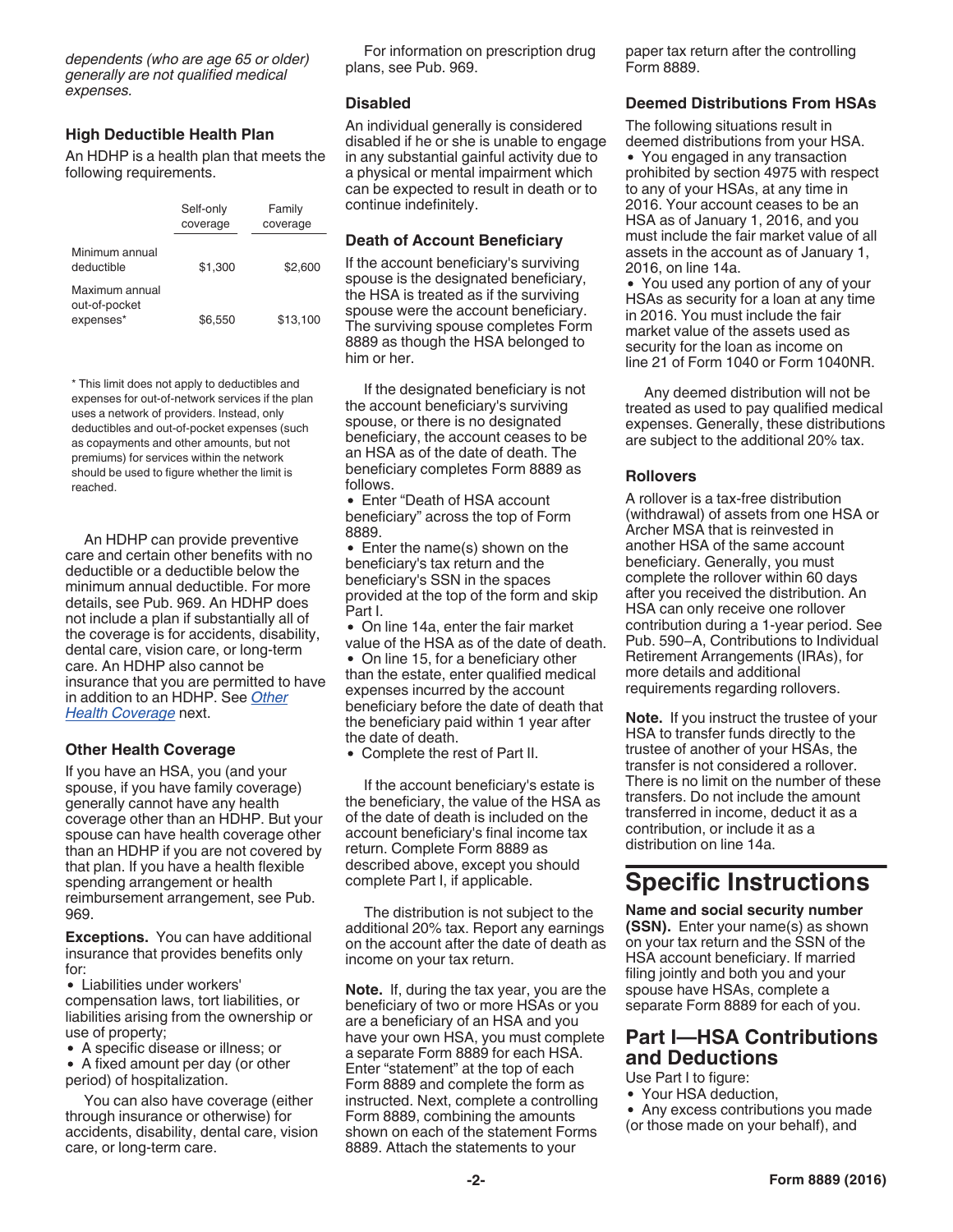*dependents (who are age 65 or older) generally are not qualified medical expenses.*

### High Deductible Health Plan

An HDHP is a health plan that meets the following requirements.

| | Self-only coverage | Family coverage |
|---|---|---|
| Minimum annual deductible | $1,300 | $2,600 |
| Maximum annual out-of-pocket expenses* | $6,550 | $13,100 |

\* This limit does not apply to deductibles and expenses for out-of-network services if the plan uses a network of providers. Instead, only deductibles and out-of-pocket expenses (such as copayments and other amounts, but not premiums) for services within the network should be used to figure whether the limit is reached.

An HDHP can provide preventive care and certain other benefits with no deductible or a deductible below the minimum annual deductible. For more details, see Pub. 969. An HDHP does not include a plan if substantially all of the coverage is for accidents, disability, dental care, vision care, or long-term care. An HDHP also cannot be insurance that you are permitted to have in addition to an HDHP. See *Other Health Coverage* next.

### Other Health Coverage

If you have an HSA, you (and your spouse, if you have family coverage) generally cannot have any health coverage other than an HDHP. But your spouse can have health coverage other than an HDHP if you are not covered by that plan. If you have a health flexible spending arrangement or health reimbursement arrangement, see Pub. 969.

**Exceptions.** You can have additional insurance that provides benefits only for:

- Liabilities under workers' compensation laws, tort liabilities, or liabilities arising from the ownership or use of property;
- A specific disease or illness; or
- A fixed amount per day (or other period) of hospitalization.

You can also have coverage (either through insurance or otherwise) for accidents, disability, dental care, vision care, or long-term care.

For information on prescription drug plans, see Pub. 969.

### Disabled

An individual generally is considered disabled if he or she is unable to engage in any substantial gainful activity due to a physical or mental impairment which can be expected to result in death or to continue indefinitely.

### Death of Account Beneficiary

If the account beneficiary's surviving spouse is the designated beneficiary, the HSA is treated as if the surviving spouse were the account beneficiary. The surviving spouse completes Form 8889 as though the HSA belonged to him or her.

If the designated beneficiary is not the account beneficiary's surviving spouse, or there is no designated beneficiary, the account ceases to be an HSA as of the date of death. The beneficiary completes Form 8889 as follows.

- Enter "Death of HSA account beneficiary" across the top of Form 8889.
- Enter the name(s) shown on the beneficiary's tax return and the beneficiary's SSN in the spaces provided at the top of the form and skip Part I.
- On line 14a, enter the fair market value of the HSA as of the date of death.
- On line 15, for a beneficiary other than the estate, enter qualified medical expenses incurred by the account beneficiary before the date of death that the beneficiary paid within 1 year after the date of death.
- Complete the rest of Part II.

If the account beneficiary's estate is the beneficiary, the value of the HSA as of the date of death is included on the account beneficiary's final income tax return. Complete Form 8889 as described above, except you should complete Part I, if applicable.

The distribution is not subject to the additional 20% tax. Report any earnings on the account after the date of death as income on your tax return.

**Note.** If, during the tax year, you are the beneficiary of two or more HSAs or you are a beneficiary of an HSA and you have your own HSA, you must complete a separate Form 8889 for each HSA. Enter "statement" at the top of each Form 8889 and complete the form as instructed. Next, complete a controlling Form 8889, combining the amounts shown on each of the statement Forms 8889. Attach the statements to your paper tax return after the controlling Form 8889.

### Deemed Distributions From HSAs

The following situations result in deemed distributions from your HSA.

- You engaged in any transaction prohibited by section 4975 with respect to any of your HSAs, at any time in 2016. Your account ceases to be an HSA as of January 1, 2016, and you must include the fair market value of all assets in the account as of January 1, 2016, on line 14a.
- You used any portion of any of your HSAs as security for a loan at any time in 2016. You must include the fair market value of the assets used as security for the loan as income on line 21 of Form 1040 or Form 1040NR.

Any deemed distribution will not be treated as used to pay qualified medical expenses. Generally, these distributions are subject to the additional 20% tax.

### Rollovers

A rollover is a tax-free distribution (withdrawal) of assets from one HSA or Archer MSA that is reinvested in another HSA of the same account beneficiary. Generally, you must complete the rollover within 60 days after you received the distribution. An HSA can only receive one rollover contribution during a 1-year period. See Pub. 590–A, Contributions to Individual Retirement Arrangements (IRAs), for more details and additional requirements regarding rollovers.

**Note.** If you instruct the trustee of your HSA to transfer funds directly to the trustee of another of your HSAs, the transfer is not considered a rollover. There is no limit on the number of these transfers. Do not include the amount transferred in income, deduct it as a contribution, or include it as a distribution on line 14a.

# Specific Instructions

**Name and social security number (SSN).** Enter your name(s) as shown on your tax return and the SSN of the HSA account beneficiary. If married filing jointly and both you and your spouse have HSAs, complete a separate Form 8889 for each of you.

## Part I—HSA Contributions and Deductions

Use Part I to figure:

- Your HSA deduction,
- Any excess contributions you made (or those made on your behalf), and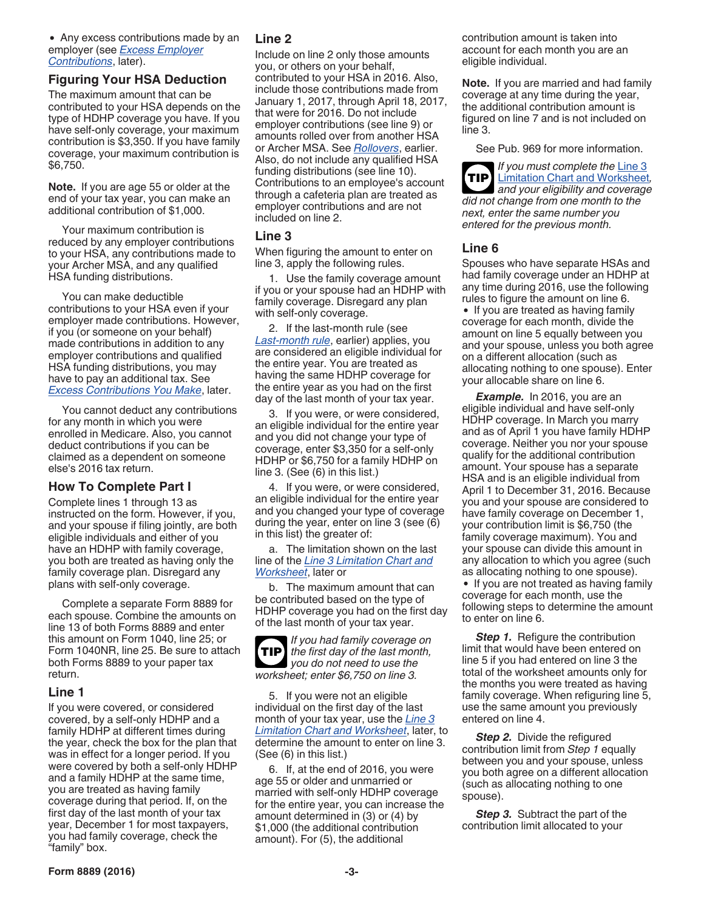- Any excess contributions made by an employer (see *Excess Employer Contributions*, later).

### Figuring Your HSA Deduction

The maximum amount that can be contributed to your HSA depends on the type of HDHP coverage you have. If you have self-only coverage, your maximum contribution is $3,350. If you have family coverage, your maximum contribution is $6,750.

**Note.** If you are age 55 or older at the end of your tax year, you can make an additional contribution of $1,000.

Your maximum contribution is reduced by any employer contributions to your HSA, any contributions made to your Archer MSA, and any qualified HSA funding distributions.

You can make deductible contributions to your HSA even if your employer made contributions. However, if you (or someone on your behalf) made contributions in addition to any employer contributions and qualified HSA funding distributions, you may have to pay an additional tax. See *Excess Contributions You Make*, later.

You cannot deduct any contributions for any month in which you were enrolled in Medicare. Also, you cannot deduct contributions if you can be claimed as a dependent on someone else's 2016 tax return.

### How To Complete Part I

Complete lines 1 through 13 as instructed on the form. However, if you, and your spouse if filing jointly, are both eligible individuals and either of you have an HDHP with family coverage, you both are treated as having only the family coverage plan. Disregard any plans with self-only coverage.

Complete a separate Form 8889 for each spouse. Combine the amounts on line 13 of both Forms 8889 and enter this amount on Form 1040, line 25; or Form 1040NR, line 25. Be sure to attach both Forms 8889 to your paper tax return.

### Line 1

If you were covered, or considered covered, by a self-only HDHP and a family HDHP at different times during the year, check the box for the plan that was in effect for a longer period. If you were covered by both a self-only HDHP and a family HDHP at the same time, you are treated as having family coverage during that period. If, on the first day of the last month of your tax year, December 1 for most taxpayers, you had family coverage, check the "family" box.

### Line 2

Include on line 2 only those amounts you, or others on your behalf, contributed to your HSA in 2016. Also, include those contributions made from January 1, 2017, through April 18, 2017, that were for 2016. Do not include employer contributions (see line 9) or amounts rolled over from another HSA or Archer MSA. See *Rollovers*, earlier. Also, do not include any qualified HSA funding distributions (see line 10). Contributions to an employee's account through a cafeteria plan are treated as employer contributions and are not included on line 2.

### Line 3

When figuring the amount to enter on line 3, apply the following rules.

1. Use the family coverage amount if you or your spouse had an HDHP with family coverage. Disregard any plan with self-only coverage.

2. If the last-month rule (see *Last-month rule*, earlier) applies, you are considered an eligible individual for the entire year. You are treated as having the same HDHP coverage for the entire year as you had on the first day of the last month of your tax year.

3. If you were, or were considered, an eligible individual for the entire year and you did not change your type of coverage, enter $3,350 for a self-only HDHP or $6,750 for a family HDHP on line 3. (See (6) in this list.)

4. If you were, or were considered, an eligible individual for the entire year and you changed your type of coverage during the year, enter on line 3 (see (6) in this list) the greater of:

   a. The limitation shown on the last line of the *Line 3 Limitation Chart and Worksheet*, later or

   b. The maximum amount that can be contributed based on the type of HDHP coverage you had on the first day of the last month of your tax year.

**TIP** *If you had family coverage on the first day of the last month, you do not need to use the worksheet; enter $6,750 on line 3.*

5. If you were not an eligible individual on the first day of the last month of your tax year, use the *Line 3 Limitation Chart and Worksheet*, later, to determine the amount to enter on line 3. (See (6) in this list.)

6. If, at the end of 2016, you were age 55 or older and unmarried or married with self-only HDHP coverage for the entire year, you can increase the amount determined in (3) or (4) by $1,000 (the additional contribution amount). For (5), the additional contribution amount is taken into account for each month you are an eligible individual.

**Note.** If you are married and had family coverage at any time during the year, the additional contribution amount is figured on line 7 and is not included on line 3.

See Pub. 969 for more information.

**TIP** *If you must complete the Line 3 Limitation Chart and Worksheet, and your eligibility and coverage did not change from one month to the next, enter the same number you entered for the previous month.*

### Line 6

Spouses who have separate HSAs and had family coverage under an HDHP at any time during 2016, use the following rules to figure the amount on line 6.

- If you are treated as having family coverage for each month, divide the amount on line 5 equally between you and your spouse, unless you both agree on a different allocation (such as allocating nothing to one spouse). Enter your allocable share on line 6.

***Example.*** In 2016, you are an eligible individual and have self-only HDHP coverage. In March you marry and as of April 1 you have family HDHP coverage. Neither you nor your spouse qualify for the additional contribution amount. Your spouse has a separate HSA and is an eligible individual from April 1 to December 31, 2016. Because you and your spouse are considered to have family coverage on December 1, your contribution limit is $6,750 (the family coverage maximum). You and your spouse can divide this amount in any allocation to which you agree (such as allocating nothing to one spouse).

- If you are not treated as having family coverage for each month, use the following steps to determine the amount to enter on line 6.

***Step 1.*** Refigure the contribution limit that would have been entered on line 5 if you had entered on line 3 the total of the worksheet amounts only for the months you were treated as having family coverage. When refiguring line 5, use the same amount you previously entered on line 4.

***Step 2.*** Divide the refigured contribution limit from *Step 1* equally between you and your spouse, unless you both agree on a different allocation (such as allocating nothing to one spouse).

***Step 3.*** Subtract the part of the contribution limit allocated to your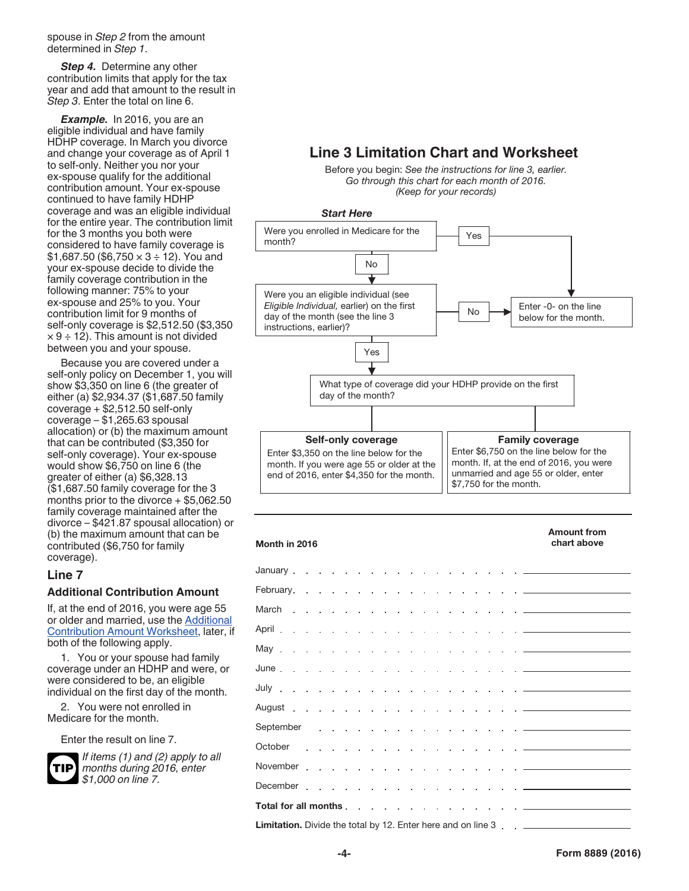spouse in *Step 2* from the amount determined in *Step 1*.

***Step 4.*** Determine any other contribution limits that apply for the tax year and add that amount to the result in *Step 3*. Enter the total on line 6.

***Example.*** In 2016, you are an eligible individual and have family HDHP coverage. In March you divorce and change your coverage as of April 1 to self-only. Neither you nor your ex-spouse qualify for the additional contribution amount. Your ex-spouse continued to have family HDHP coverage and was an eligible individual for the entire year. The contribution limit for the 3 months you both were considered to have family coverage is $1,687.50 ($6,750 × 3 ÷ 12). You and your ex-spouse decide to divide the family coverage contribution in the following manner: 75% to your ex-spouse and 25% to you. Your contribution limit for 9 months of self-only coverage is $2,512.50 ($3,350 × 9 ÷ 12). This amount is not divided between you and your spouse.

Because you are covered under a self-only policy on December 1, you will show $3,350 on line 6 (the greater of either (a) $2,934.37 ($1,687.50 family coverage + $2,512.50 self-only coverage – $1,265.63 spousal allocation) or (b) the maximum amount that can be contributed ($3,350 for self-only coverage). Your ex-spouse would show $6,750 on line 6 (the greater of either (a) $6,328.13 ($1,687.50 family coverage for the 3 months prior to the divorce + $5,062.50 family coverage maintained after the divorce – $421.87 spousal allocation) or (b) the maximum amount that can be contributed ($6,750 for family coverage).

## Line 7

### Additional Contribution Amount

If, at the end of 2016, you were age 55 or older and married, use the Additional Contribution Amount Worksheet, later, if both of the following apply.

1. You or your spouse had family coverage under an HDHP and were, or were considered to be, an eligible individual on the first day of the month.

2. You were not enrolled in Medicare for the month.

Enter the result on line 7.

**TIP** *If items (1) and (2) apply to all months during 2016, enter $1,000 on line 7.*

## Line 3 Limitation Chart and Worksheet

Before you begin: *See the instructions for line 3, earlier.*
*Go through this chart for each month of 2016.*
*(Keep for your records)*

***Start Here***

Were you enrolled in Medicare for the month?
- **Yes** → Enter -0- on the line below for the month.
- **No** → Were you an eligible individual (see *Eligible Individual,* earlier) on the first day of the month (see the line 3 instructions, earlier)?
  - **No** → Enter -0- on the line below for the month.
  - **Yes** → What type of coverage did your HDHP provide on the first day of the month?
    - **Self-only coverage:** Enter $3,350 on the line below for the month. If you were age 55 or older at the end of 2016, enter $4,350 for the month.
    - **Family coverage:** Enter $6,750 on the line below for the month. If, at the end of 2016, you were unmarried and age 55 or older, enter $7,750 for the month.

| Month in 2016 | Amount from chart above |
|---|---|
| January | |
| February | |
| March | |
| April | |
| May | |
| June | |
| July | |
| August | |
| September | |
| October | |
| November | |
| December | |
| **Total for all months** | |
| **Limitation.** Divide the total by 12. Enter here and on line 3 | |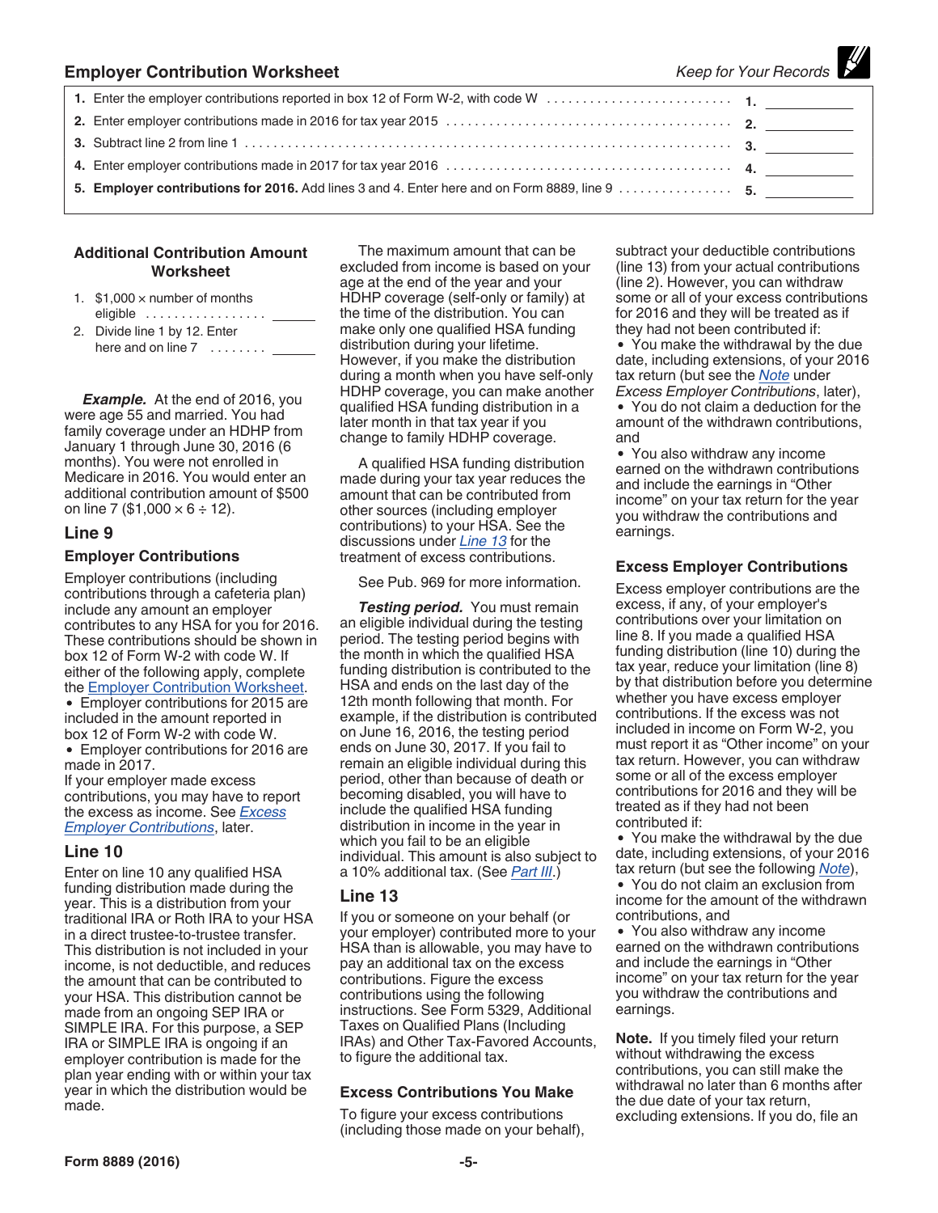## Employer Contribution Worksheet

*Keep for Your Records*

| | | |
|---|---|---|
| 1. | Enter the employer contributions reported in box 12 of Form W-2, with code W | 1. |
| 2. | Enter employer contributions made in 2016 for tax year 2015 | 2. |
| 3. | Subtract line 2 from line 1 | 3. |
| 4. | Enter employer contributions made in 2017 for tax year 2016 | 4. |
| 5. | **Employer contributions for 2016.** Add lines 3 and 4. Enter here and on Form 8889, line 9 | 5. |

### Additional Contribution Amount Worksheet

| | | |
|---|---|---|
| 1. | $1,000 × number of months eligible | |
| 2. | Divide line 1 by 12. Enter here and on line 7 | |

***Example.*** At the end of 2016, you were age 55 and married. You had family coverage under an HDHP from January 1 through June 30, 2016 (6 months). You were not enrolled in Medicare in 2016. You would enter an additional contribution amount of $500 on line 7 ($1,000 × 6 ÷ 12).

## Line 9

### Employer Contributions

Employer contributions (including contributions through a cafeteria plan) include any amount an employer contributes to any HSA for you for 2016. These contributions should be shown in box 12 of Form W-2 with code W. If either of the following apply, complete the Employer Contribution Worksheet.

- Employer contributions for 2015 are included in the amount reported in box 12 of Form W-2 with code W.
- Employer contributions for 2016 are made in 2017.

If your employer made excess contributions, you may have to report the excess as income. See *Excess Employer Contributions*, later.

## Line 10

Enter on line 10 any qualified HSA funding distribution made during the year. This is a distribution from your traditional IRA or Roth IRA to your HSA in a direct trustee-to-trustee transfer. This distribution is not included in your income, is not deductible, and reduces the amount that can be contributed to your HSA. This distribution cannot be made from an ongoing SEP IRA or SIMPLE IRA. For this purpose, a SEP IRA or SIMPLE IRA is ongoing if an employer contribution is made for the plan year ending with or within your tax year in which the distribution would be made.

The maximum amount that can be excluded from income is based on your age at the end of the year and your HDHP coverage (self-only or family) at the time of the distribution. You can make only one qualified HSA funding distribution during your lifetime. However, if you make the distribution during a month when you have self-only HDHP coverage, you can make another qualified HSA funding distribution in a later month in that tax year if you change to family HDHP coverage.

A qualified HSA funding distribution made during your tax year reduces the amount that can be contributed from other sources (including employer contributions) to your HSA. See the discussions under *Line 13* for the treatment of excess contributions.

See Pub. 969 for more information.

***Testing period.*** You must remain an eligible individual during the testing period. The testing period begins with the month in which the qualified HSA funding distribution is contributed to the HSA and ends on the last day of the 12th month following that month. For example, if the distribution is contributed on June 16, 2016, the testing period ends on June 30, 2017. If you fail to remain an eligible individual during this period, other than because of death or becoming disabled, you will have to include the qualified HSA funding distribution in income in the year in which you fail to be an eligible individual. This amount is also subject to a 10% additional tax. (See *Part III*.)

## Line 13

If you or someone on your behalf (or your employer) contributed more to your HSA than is allowable, you may have to pay an additional tax on the excess contributions. Figure the excess contributions using the following instructions. See Form 5329, Additional Taxes on Qualified Plans (Including IRAs) and Other Tax-Favored Accounts, to figure the additional tax.

### Excess Contributions You Make

To figure your excess contributions (including those made on your behalf), subtract your deductible contributions (line 13) from your actual contributions (line 2). However, you can withdraw some or all of your excess contributions for 2016 and they will be treated as if they had not been contributed if:

- You make the withdrawal by the due date, including extensions, of your 2016 tax return (but see the *Note* under *Excess Employer Contributions*, later),
- You do not claim a deduction for the amount of the withdrawn contributions, and
- You also withdraw any income earned on the withdrawn contributions and include the earnings in "Other income" on your tax return for the year you withdraw the contributions and earnings.

### Excess Employer Contributions

Excess employer contributions are the excess, if any, of your employer's contributions over your limitation on line 8. If you made a qualified HSA funding distribution (line 10) during the tax year, reduce your limitation (line 8) by that distribution before you determine whether you have excess employer contributions. If the excess was not included in income on Form W-2, you must report it as "Other income" on your tax return. However, you can withdraw some or all of the excess employer contributions for 2016 and they will be treated as if they had not been contributed if:

- You make the withdrawal by the due date, including extensions, of your 2016 tax return (but see the following *Note*),
- You do not claim an exclusion from income for the amount of the withdrawn contributions, and
- You also withdraw any income earned on the withdrawn contributions and include the earnings in "Other income" on your tax return for the year you withdraw the contributions and earnings.

**Note.** If you timely filed your return without withdrawing the excess contributions, you can still make the withdrawal no later than 6 months after the due date of your tax return, excluding extensions. If you do, file an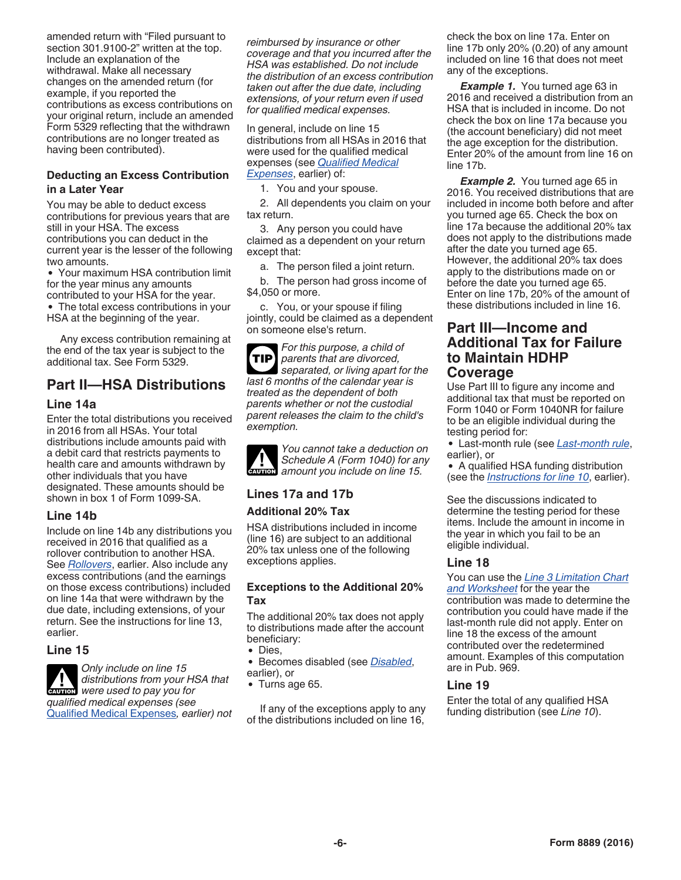amended return with "Filed pursuant to section 301.9100-2" written at the top. Include an explanation of the withdrawal. Make all necessary changes on the amended return (for example, if you reported the contributions as excess contributions on your original return, include an amended Form 5329 reflecting that the withdrawn contributions are no longer treated as having been contributed).

### Deducting an Excess Contribution in a Later Year

You may be able to deduct excess contributions for previous years that are still in your HSA. The excess contributions you can deduct in the current year is the lesser of the following two amounts.

- Your maximum HSA contribution limit for the year minus any amounts contributed to your HSA for the year.
- The total excess contributions in your HSA at the beginning of the year.

Any excess contribution remaining at the end of the tax year is subject to the additional tax. See Form 5329.

## Part II—HSA Distributions

### Line 14a

Enter the total distributions you received in 2016 from all HSAs. Your total distributions include amounts paid with a debit card that restricts payments to health care and amounts withdrawn by other individuals that you have designated. These amounts should be shown in box 1 of Form 1099-SA.

### Line 14b

Include on line 14b any distributions you received in 2016 that qualified as a rollover contribution to another HSA. See *Rollovers*, earlier. Also include any excess contributions (and the earnings on those excess contributions) included on line 14a that were withdrawn by the due date, including extensions, of your return. See the instructions for line 13, earlier.

### Line 15

**CAUTION** *Only include on line 15 distributions from your HSA that were used to pay you for qualified medical expenses (see Qualified Medical Expenses, earlier) not reimbursed by insurance or other coverage and that you incurred after the HSA was established. Do not include the distribution of an excess contribution taken out after the due date, including extensions, of your return even if used for qualified medical expenses.*

In general, include on line 15 distributions from all HSAs in 2016 that were used for the qualified medical expenses (see *Qualified Medical Expenses*, earlier) of:

1. You and your spouse.
2. All dependents you claim on your tax return.
3. Any person you could have claimed as a dependent on your return except that:
   a. The person filed a joint return.
   b. The person had gross income of $4,050 or more.
   c. You, or your spouse if filing jointly, could be claimed as a dependent on someone else's return.

**TIP** *For this purpose, a child of parents that are divorced, separated, or living apart for the last 6 months of the calendar year is treated as the dependent of both parents whether or not the custodial parent releases the claim to the child's exemption.*

**CAUTION** *You cannot take a deduction on Schedule A (Form 1040) for any amount you include on line 15.*

### Lines 17a and 17b

#### Additional 20% Tax

HSA distributions included in income (line 16) are subject to an additional 20% tax unless one of the following exceptions applies.

#### Exceptions to the Additional 20% Tax

The additional 20% tax does not apply to distributions made after the account beneficiary:

- Dies,
- Becomes disabled (see *Disabled*, earlier), or
- Turns age 65.

If any of the exceptions apply to any of the distributions included on line 16, check the box on line 17a. Enter on line 17b only 20% (0.20) of any amount included on line 16 that does not meet any of the exceptions.

***Example 1.*** You turned age 63 in 2016 and received a distribution from an HSA that is included in income. Do not check the box on line 17a because you (the account beneficiary) did not meet the age exception for the distribution. Enter 20% of the amount from line 16 on line 17b.

***Example 2.*** You turned age 65 in 2016. You received distributions that are included in income both before and after you turned age 65. Check the box on line 17a because the additional 20% tax does not apply to the distributions made after the date you turned age 65. However, the additional 20% tax does apply to the distributions made on or before the date you turned age 65. Enter on line 17b, 20% of the amount of these distributions included in line 16.

## Part III—Income and Additional Tax for Failure to Maintain HDHP Coverage

Use Part III to figure any income and additional tax that must be reported on Form 1040 or Form 1040NR for failure to be an eligible individual during the testing period for:

- Last-month rule (see *Last-month rule*, earlier), or
- A qualified HSA funding distribution (see the *Instructions for line 10*, earlier).

See the discussions indicated to determine the testing period for these items. Include the amount in income in the year in which you fail to be an eligible individual.

### Line 18

You can use the *Line 3 Limitation Chart and Worksheet* for the year the contribution was made to determine the contribution you could have made if the last-month rule did not apply. Enter on line 18 the excess of the amount contributed over the redetermined amount. Examples of this computation are in Pub. 969.

### Line 19

Enter the total of any qualified HSA funding distribution (see *Line 10*).